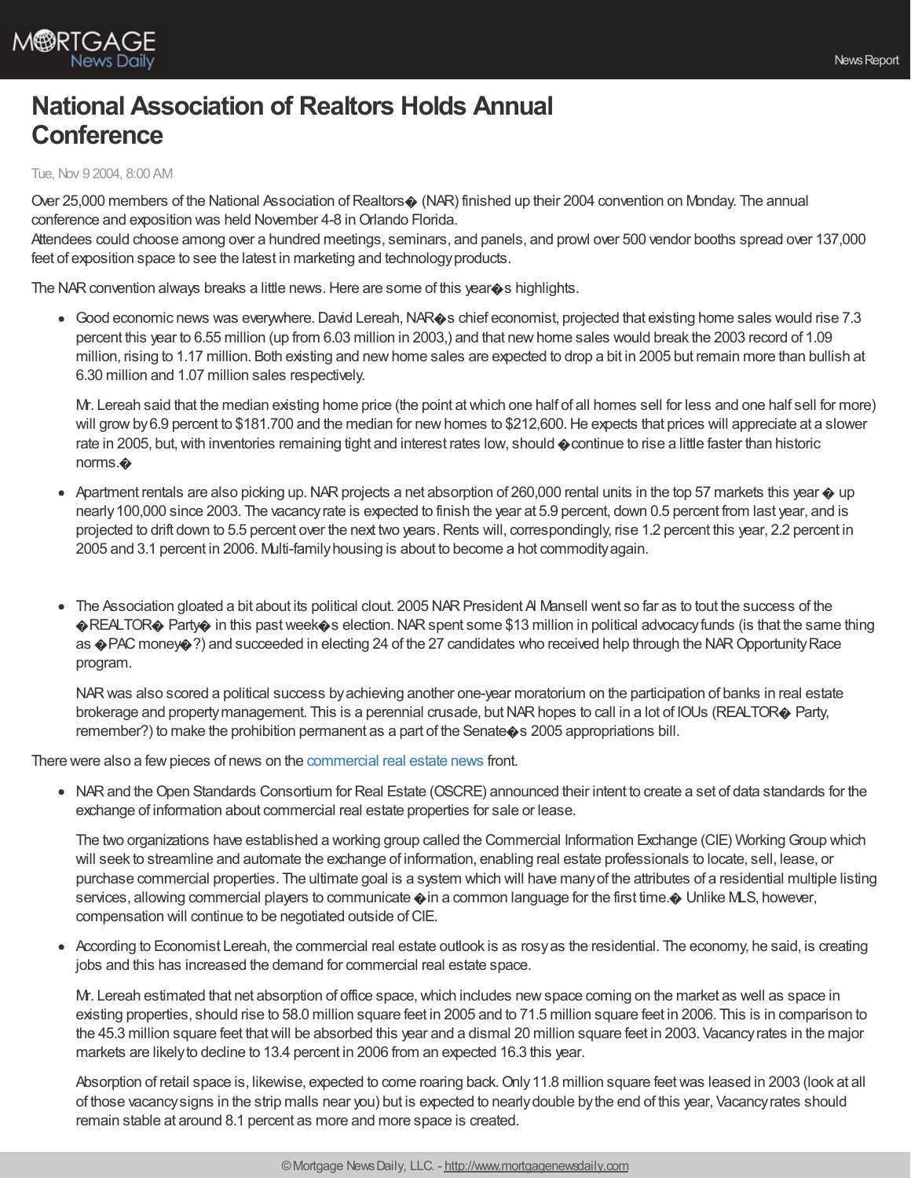# National Association of Realtors Holds Annual Conference

Tue, Nov 9 2004, 8:00 AM

Over 25,000 members of the National Association of Realtors� (NAR) finished up their 2004 convention on Monday. The annual conference and exposition was held November 4-8 in Orlando Florida.
Attendees could choose among over a hundred meetings, seminars, and panels, and prowl over 500 vendor booths spread over 137,000 feet of exposition space to see the latest in marketing and technology products.

The NAR convention always breaks a little news. Here are some of this year�s highlights.

- Good economic news was everywhere. David Lereah, NAR�s chief economist, projected that existing home sales would rise 7.3 percent this year to 6.55 million (up from 6.03 million in 2003,) and that new home sales would break the 2003 record of 1.09 million, rising to 1.17 million. Both existing and new home sales are expected to drop a bit in 2005 but remain more than bullish at 6.30 million and 1.07 million sales respectively.

  Mr. Lereah said that the median existing home price (the point at which one half of all homes sell for less and one half sell for more) will grow by 6.9 percent to $181.700 and the median for new homes to $212,600. He expects that prices will appreciate at a slower rate in 2005, but, with inventories remaining tight and interest rates low, should �continue to rise a little faster than historic norms.�

- Apartment rentals are also picking up. NAR projects a net absorption of 260,000 rental units in the top 57 markets this year � up nearly 100,000 since 2003. The vacancy rate is expected to finish the year at 5.9 percent, down 0.5 percent from last year, and is projected to drift down to 5.5 percent over the next two years. Rents will, correspondingly, rise 1.2 percent this year, 2.2 percent in 2005 and 3.1 percent in 2006. Multi-family housing is about to become a hot commodity again.

- The Association gloated a bit about its political clout. 2005 NAR President Al Mansell went so far as to tout the success of the �REALTOR� Party� in this past week�s election. NAR spent some $13 million in political advocacy funds (is that the same thing as �PAC money�?) and succeeded in electing 24 of the 27 candidates who received help through the NAR Opportunity Race program.

  NAR was also scored a political success by achieving another one-year moratorium on the participation of banks in real estate brokerage and property management. This is a perennial crusade, but NAR hopes to call in a lot of IOUs (REALTOR� Party, remember?) to make the prohibition permanent as a part of the Senate�s 2005 appropriations bill.

There were also a few pieces of news on the commercial real estate news front.

- NAR and the Open Standards Consortium for Real Estate (OSCRE) announced their intent to create a set of data standards for the exchange of information about commercial real estate properties for sale or lease.

  The two organizations have established a working group called the Commercial Information Exchange (CIE) Working Group which will seek to streamline and automate the exchange of information, enabling real estate professionals to locate, sell, lease, or purchase commercial properties. The ultimate goal is a system which will have many of the attributes of a residential multiple listing services, allowing commercial players to communicate �in a common language for the first time.� Unlike MLS, however, compensation will continue to be negotiated outside of CIE.

- According to Economist Lereah, the commercial real estate outlook is as rosy as the residential. The economy, he said, is creating jobs and this has increased the demand for commercial real estate space.

  Mr. Lereah estimated that net absorption of office space, which includes new space coming on the market as well as space in existing properties, should rise to 58.0 million square feet in 2005 and to 71.5 million square feet in 2006. This is in comparison to the 45.3 million square feet that will be absorbed this year and a dismal 20 million square feet in 2003. Vacancy rates in the major markets are likely to decline to 13.4 percent in 2006 from an expected 16.3 this year.

  Absorption of retail space is, likewise, expected to come roaring back. Only 11.8 million square feet was leased in 2003 (look at all of those vacancy signs in the strip malls near you) but is expected to nearly double by the end of this year, Vacancy rates should remain stable at around 8.1 percent as more and more space is created.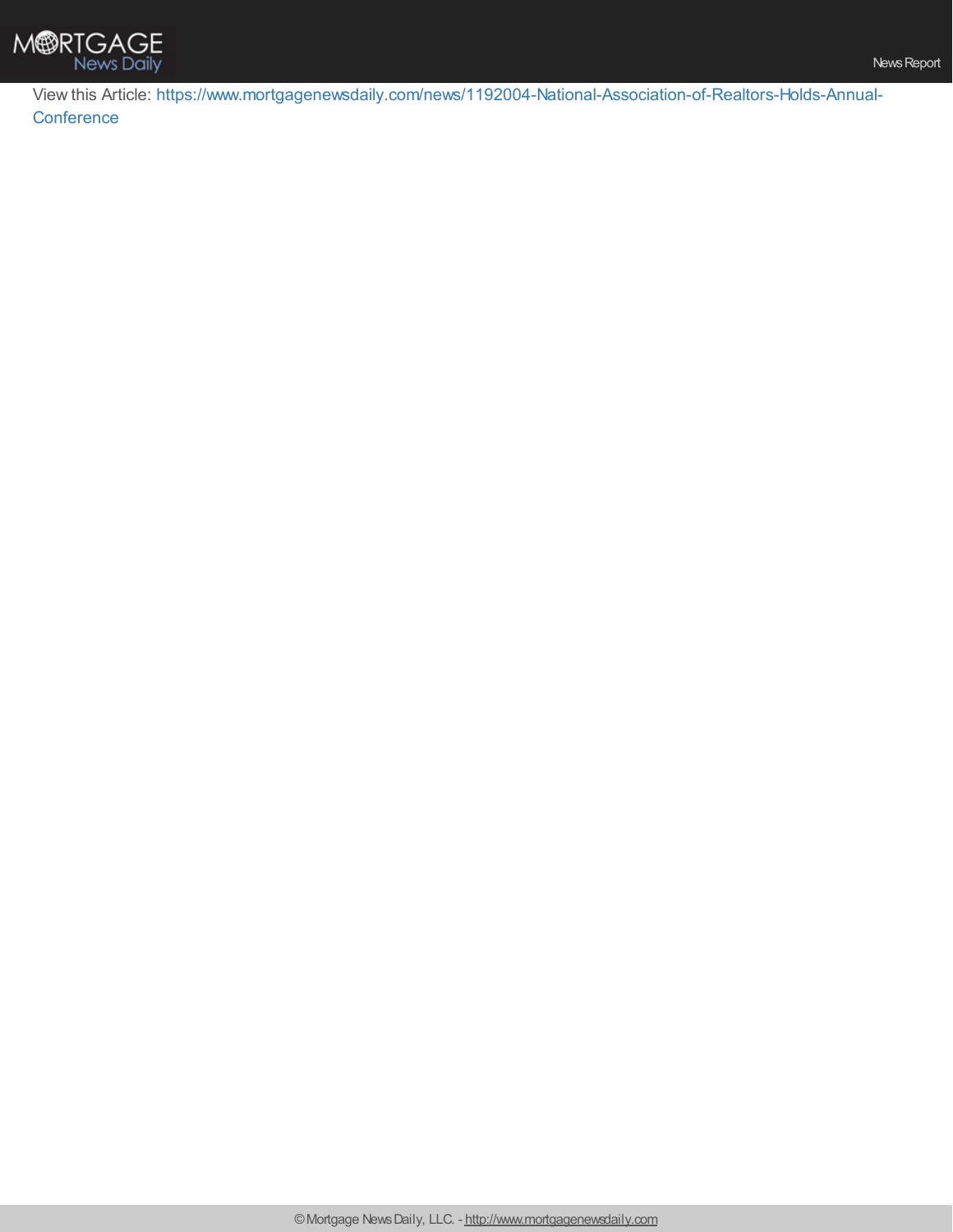View this Article: https://www.mortgagenewsdaily.com/news/1192004-National-Association-of-Realtors-Holds-Annual-Conference